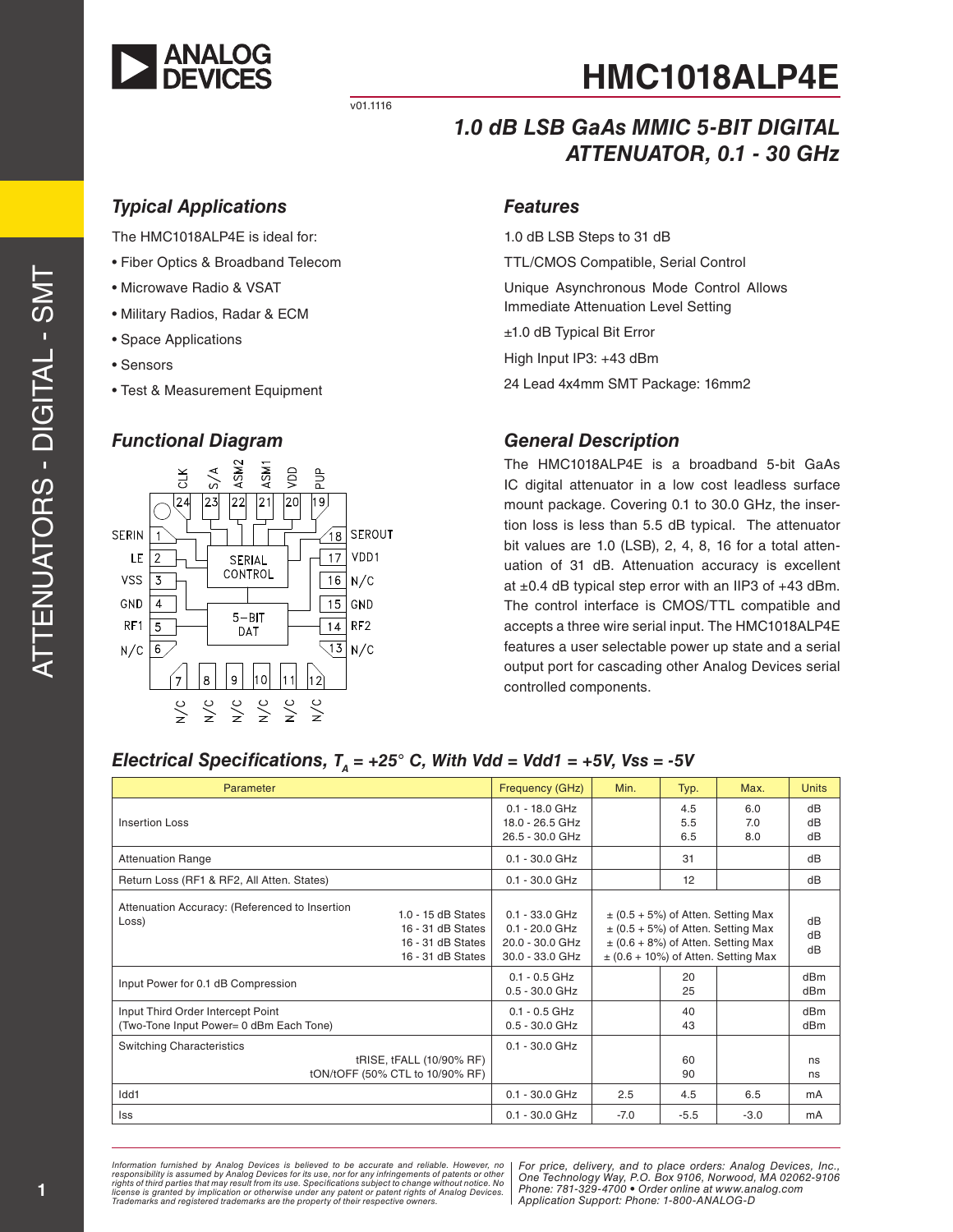# HMC1018ALP4E

v01.1116

## 1.0 dB LSB GaAs MMIC 5-BIT DIGITAL ATTENUATOR, 0.1 - 30 GHz

### Typical Applications

The HMC1018ALP4E is ideal for:

- Fiber Optics & Broadband Telecom
- Microwave Radio & VSAT
- Military Radios, Radar & ECM
- Space Applications
- Sensors
- Test & Measurement Equipment

### Features

1.0 dB LSB Steps to 31 dB

TTL/CMOS Compatible, Serial Control

Unique Asynchronous Mode Control Allows Immediate Attenuation Level Setting

±1.0 dB Typical Bit Error

High Input IP3: +43 dBm

24 Lead 4x4mm SMT Package: 16mm2

### Functional Diagram

### General Description

The HMC1018ALP4E is a broadband 5-bit GaAs IC digital attenuator in a low cost leadless surface mount package. Covering 0.1 to 30.0 GHz, the insertion loss is less than 5.5 dB typical. The attenuator bit values are 1.0 (LSB), 2, 4, 8, 16 for a total attenuation of 31 dB. Attenuation accuracy is excellent at ±0.4 dB typical step error with an IIP3 of +43 dBm. The control interface is CMOS/TTL compatible and accepts a three wire serial input. The HMC1018ALP4E features a user selectable power up state and a serial output port for cascading other Analog Devices serial controlled components.

### Electrical Specifications, $T_A$ = +25° C, With Vdd = Vdd1 = +5V, Vss = -5V

| Parameter | | Frequency (GHz) | Min. | Typ. | Max. | Units |
|---|---|---|---|---|---|---|
| Insertion Loss | | 0.1 - 18.0 GHz<br>18.0 - 26.5 GHz<br>26.5 - 30.0 GHz | | 4.5<br>5.5<br>6.5 | 6.0<br>7.0<br>8.0 | dB<br>dB<br>dB |
| Attenuation Range | | 0.1 - 30.0 GHz | | 31 | | dB |
| Return Loss (RF1 & RF2, All Atten. States) | | 0.1 - 30.0 GHz | | 12 | | dB |
| Attenuation Accuracy: (Referenced to Insertion Loss) | 1.0 - 15 dB States<br>16 - 31 dB States<br>16 - 31 dB States<br>16 - 31 dB States | 0.1 - 33.0 GHz<br>0.1 - 20.0 GHz<br>20.0 - 30.0 GHz<br>30.0 - 33.0 GHz | ± (0.5 + 5%) of Atten. Setting Max<br>± (0.5 + 5%) of Atten. Setting Max<br>± (0.6 + 8%) of Atten. Setting Max<br>± (0.6 + 10%) of Atten. Setting Max | | | dB<br>dB<br>dB |
| Input Power for 0.1 dB Compression | | 0.1 - 0.5 GHz<br>0.5 - 30.0 GHz | | 20<br>25 | | dBm<br>dBm |
| Input Third Order Intercept Point (Two-Tone Input Power= 0 dBm Each Tone) | | 0.1 - 0.5 GHz<br>0.5 - 30.0 GHz | | 40<br>43 | | dBm<br>dBm |
| Switching Characteristics | tRISE, tFALL (10/90% RF)<br>tON/tOFF (50% CTL to 10/90% RF) | 0.1 - 30.0 GHz | | 60<br>90 | | ns<br>ns |
| Idd1 | | 0.1 - 30.0 GHz | 2.5 | 4.5 | 6.5 | mA |
| Iss | | 0.1 - 30.0 GHz | -7.0 | -5.5 | -3.0 | mA |

Information furnished by Analog Devices is believed to be accurate and reliable. However, no responsibility is assumed by Analog Devices for its use, nor for any infringements of patents or other rights of third parties that may result from its use. Specifications subject to change without notice. No license is granted by implication or otherwise under any patent or patent rights of Analog Devices. Trademarks and registered trademarks are the property of their respective owners.

For price, delivery, and to place orders: Analog Devices, Inc., One Technology Way, P.O. Box 9106, Norwood, MA 02062-9106
Phone: 781-329-4700 • Order online at www.analog.com
Application Support: Phone: 1-800-ANALOG-D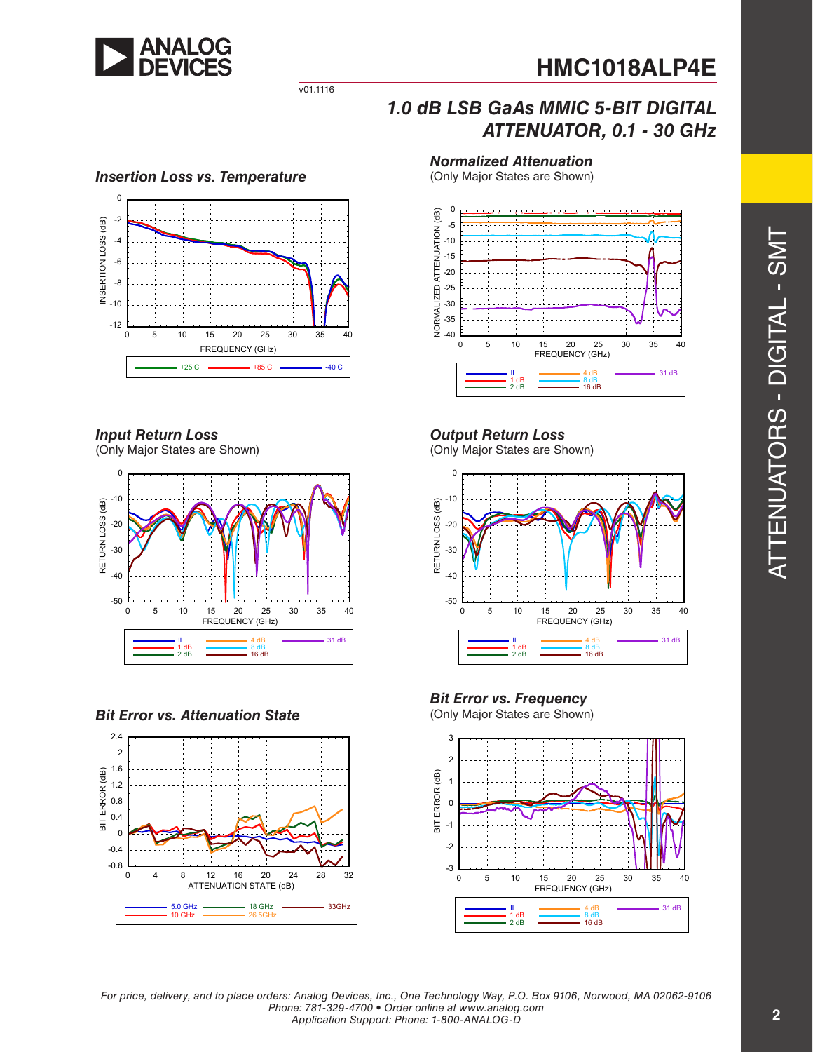## Insertion Loss vs. Temperature

## Normalized Attenuation

(Only Major States are Shown)

## Input Return Loss

(Only Major States are Shown)

## Output Return Loss

(Only Major States are Shown)

## Bit Error vs. Attenuation State

## Bit Error vs. Frequency

(Only Major States are Shown)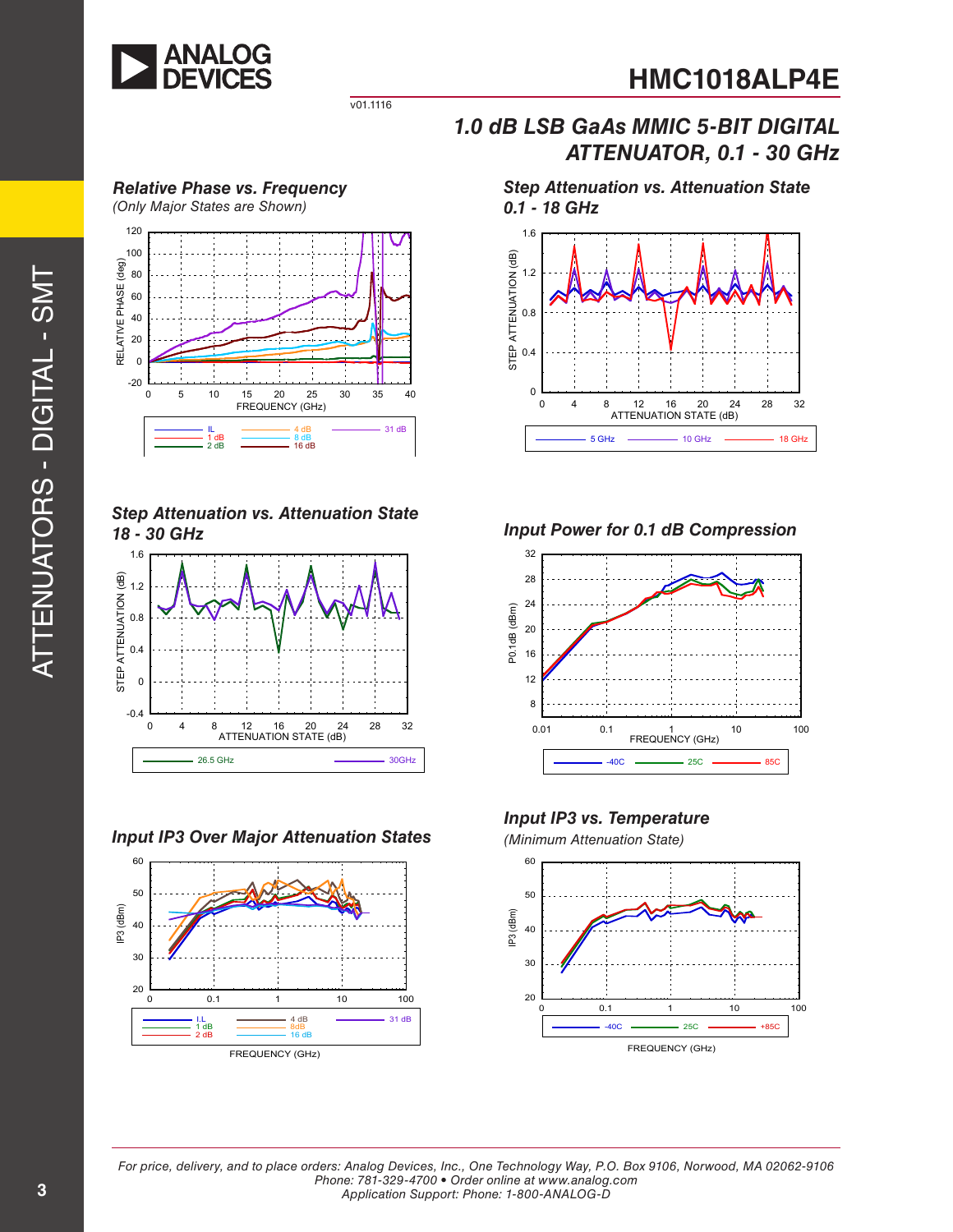# HMC1018ALP4E

v01.1116

## 1.0 dB LSB GaAs MMIC 5-BIT DIGITAL ATTENUATOR, 0.1 - 30 GHz

### Relative Phase vs. Frequency

*(Only Major States are Shown)*

### Step Attenuation vs. Attenuation State 0.1 - 18 GHz

### Step Attenuation vs. Attenuation State 18 - 30 GHz

### Input Power for 0.1 dB Compression

### Input IP3 Over Major Attenuation States

### Input IP3 vs. Temperature

*(Minimum Attenuation State)*

For price, delivery, and to place orders: Analog Devices, Inc., One Technology Way, P.O. Box 9106, Norwood, MA 02062-9106
Phone: 781-329-4700 • Order online at www.analog.com
Application Support: Phone: 1-800-ANALOG-D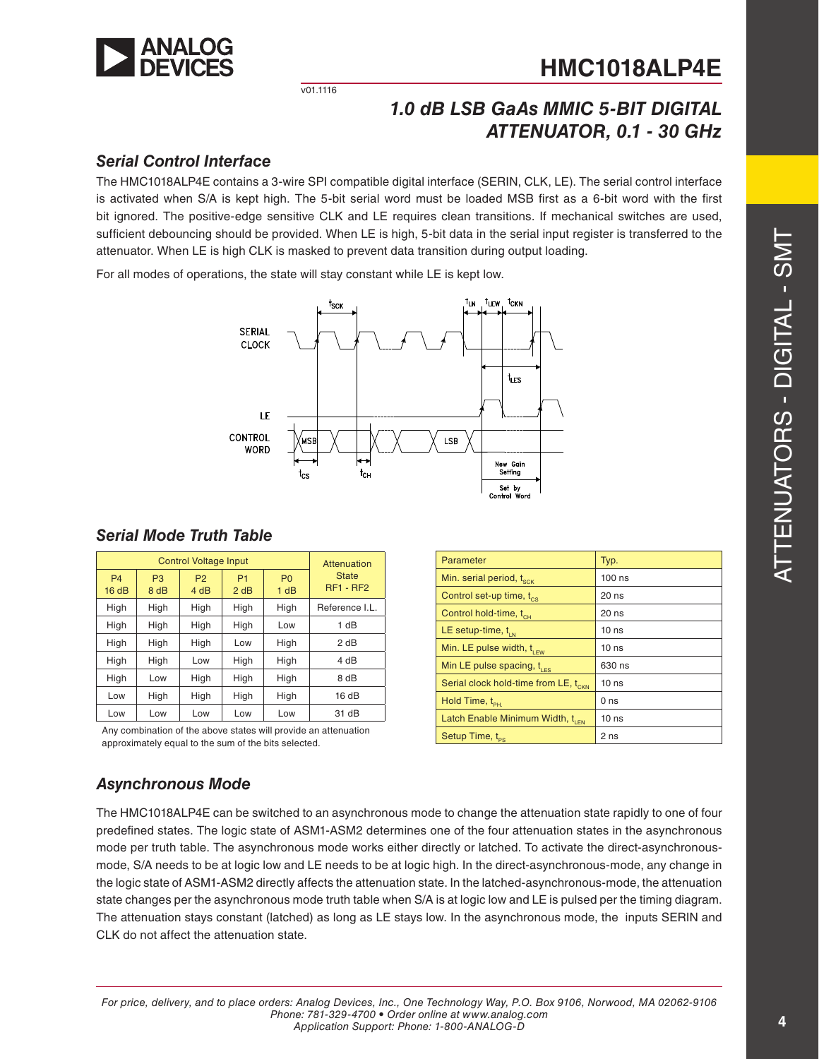## Serial Control Interface

The HMC1018ALP4E contains a 3-wire SPI compatible digital interface (SERIN, CLK, LE). The serial control interface is activated when S/A is kept high. The 5-bit serial word must be loaded MSB first as a 6-bit word with the first bit ignored. The positive-edge sensitive CLK and LE requires clean transitions. If mechanical switches are used, sufficient debouncing should be provided. When LE is high, 5-bit data in the serial input register is transferred to the attenuator. When LE is high CLK is masked to prevent data transition during output loading.

For all modes of operations, the state will stay constant while LE is kept low.

## Serial Mode Truth Table

| Control Voltage Input | | | | | Attenuation State RF1 - RF2 |
|---|---|---|---|---|---|
| P4 16 dB | P3 8 dB | P2 4 dB | P1 2 dB | P0 1 dB | |
| High | High | High | High | High | Reference I.L. |
| High | High | High | High | Low | 1 dB |
| High | High | High | Low | High | 2 dB |
| High | High | Low | High | High | 4 dB |
| High | Low | High | High | High | 8 dB |
| Low | High | High | High | High | 16 dB |
| Low | Low | Low | Low | Low | 31 dB |

Any combination of the above states will provide an attenuation approximately equal to the sum of the bits selected.

| Parameter | Typ. |
|---|---|
| Min. serial period, $t_{SCK}$ | 100 ns |
| Control set-up time, $t_{CS}$ | 20 ns |
| Control hold-time, $t_{CH}$ | 20 ns |
| LE setup-time, $t_{LN}$ | 10 ns |
| Min. LE pulse width, $t_{LEW}$ | 10 ns |
| Min LE pulse spacing, $t_{LES}$ | 630 ns |
| Serial clock hold-time from LE, $t_{CKN}$ | 10 ns |
| Hold Time, $t_{PH}$ | 0 ns |
| Latch Enable Minimum Width, $t_{LEN}$ | 10 ns |
| Setup Time, $t_{PS}$ | 2 ns |

## Asynchronous Mode

The HMC1018ALP4E can be switched to an asynchronous mode to change the attenuation state rapidly to one of four predefined states. The logic state of ASM1-ASM2 determines one of the four attenuation states in the asynchronous mode per truth table. The asynchronous mode works either directly or latched. To activate the direct-asynchronous-mode, S/A needs to be at logic low and LE needs to be at logic high. In the direct-asynchronous-mode, any change in the logic state of ASM1-ASM2 directly affects the attenuation state. In the latched-asynchronous-mode, the attenuation state changes per the asynchronous mode truth table when S/A is at logic low and LE is pulsed per the timing diagram. The attenuation stays constant (latched) as long as LE stays low. In the asynchronous mode, the inputs SERIN and CLK do not affect the attenuation state.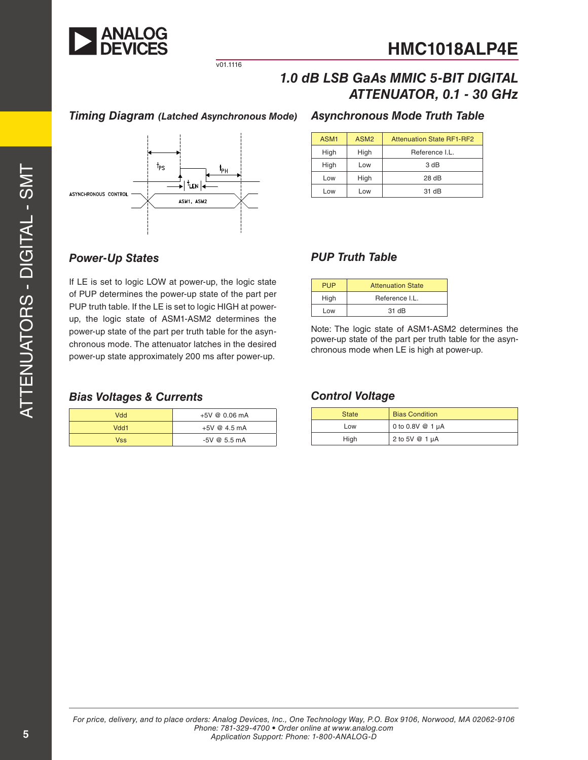# 1.0 dB LSB GaAs MMIC 5-BIT DIGITAL ATTENUATOR, 0.1 - 30 GHz

## Timing Diagram *(Latched Asynchronous Mode)*

$t_{PS}$ $t_{PH}$ $t_{LEN}$

ASYNCHRONOUS CONTROL — ASM1, ASM2

## Asynchronous Mode Truth Table

| ASM1 | ASM2 | Attenuation State RF1-RF2 |
|---|---|---|
| High | High | Reference I.L. |
| High | Low | 3 dB |
| Low | High | 28 dB |
| Low | Low | 31 dB |

## Power-Up States

If LE is set to logic LOW at power-up, the logic state of PUP determines the power-up state of the part per PUP truth table. If the LE is set to logic HIGH at power-up, the logic state of ASM1-ASM2 determines the power-up state of the part per truth table for the asynchronous mode. The attenuator latches in the desired power-up state approximately 200 ms after power-up.

## PUP Truth Table

| PUP | Attenuation State |
|---|---|
| High | Reference I.L. |
| Low | 31 dB |

Note: The logic state of ASM1-ASM2 determines the power-up state of the part per truth table for the asynchronous mode when LE is high at power-up.

## Bias Voltages & Currents

| | |
|---|---|
| Vdd | +5V @ 0.06 mA |
| Vdd1 | +5V @ 4.5 mA |
| Vss | -5V @ 5.5 mA |

## Control Voltage

| State | Bias Condition |
|---|---|
| Low | 0 to 0.8V @ 1 µA |
| High | 2 to 5V @ 1 µA |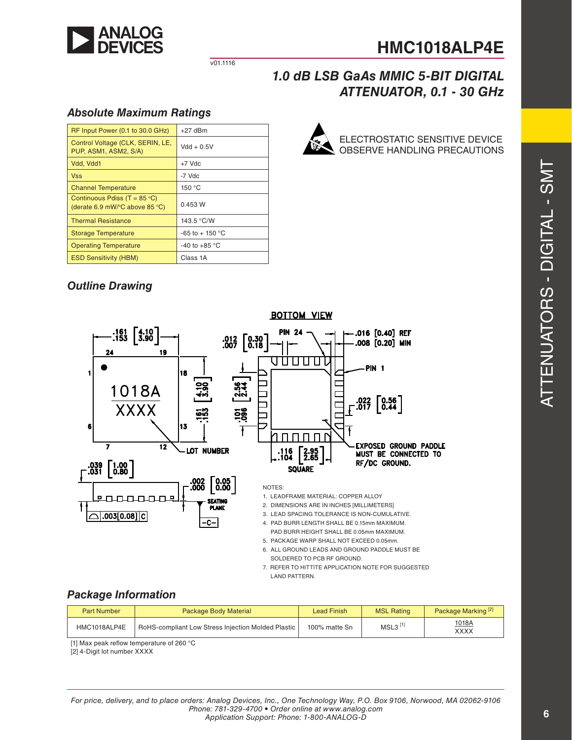# HMC1018ALP4E

v01.1116

## *1.0 dB LSB GaAs MMIC 5-BIT DIGITAL ATTENUATOR, 0.1 - 30 GHz*

### *Absolute Maximum Ratings*

| | |
|---|---|
| RF Input Power (0.1 to 30.0 GHz) | +27 dBm |
| Control Voltage (CLK, SERIN, LE, PUP, ASM1, ASM2, S/A) | Vdd + 0.5V |
| Vdd, Vdd1 | +7 Vdc |
| Vss | -7 Vdc |
| Channel Temperature | 150 °C |
| Continuous Pdiss (T = 85 °C) (derate 6.9 mW/°C above 85 °C) | 0.453 W |
| Thermal Resistance | 143.5 °C/W |
| Storage Temperature | -65 to + 150 °C |
| Operating Temperature | -40 to +85 °C |
| ESD Sensitivity (HBM) | Class 1A |

ELECTROSTATIC SENSITIVE DEVICE
OBSERVE HANDLING PRECAUTIONS

### *Outline Drawing*

NOTES:

1. LEADFRAME MATERIAL: COPPER ALLOY
2. DIMENSIONS ARE IN INCHES [MILLIMETERS]
3. LEAD SPACING TOLERANCE IS NON-CUMULATIVE.
4. PAD BURR LENGTH SHALL BE 0.15mm MAXIMUM. PAD BURR HEIGHT SHALL BE 0.05mm MAXIMUM.
5. PACKAGE WARP SHALL NOT EXCEED 0.05mm.
6. ALL GROUND LEADS AND GROUND PADDLE MUST BE SOLDERED TO PCB RF GROUND.
7. REFER TO HITTITE APPLICATION NOTE FOR SUGGESTED LAND PATTERN.

### *Package Information*

| Part Number | Package Body Material | Lead Finish | MSL Rating | Package Marking [2] |
|---|---|---|---|---|
| HMC1018ALP4E | RoHS-compliant Low Stress Injection Molded Plastic | 100% matte Sn | MSL3 [1] | 1018A XXXX |

[1] Max peak reflow temperature of 260 °C
[2] 4-Digit lot number XXXX

*For price, delivery, and to place orders: Analog Devices, Inc., One Technology Way, P.O. Box 9106, Norwood, MA 02062-9106*
*Phone: 781-329-4700 • Order online at www.analog.com*
*Application Support: Phone: 1-800-ANALOG-D*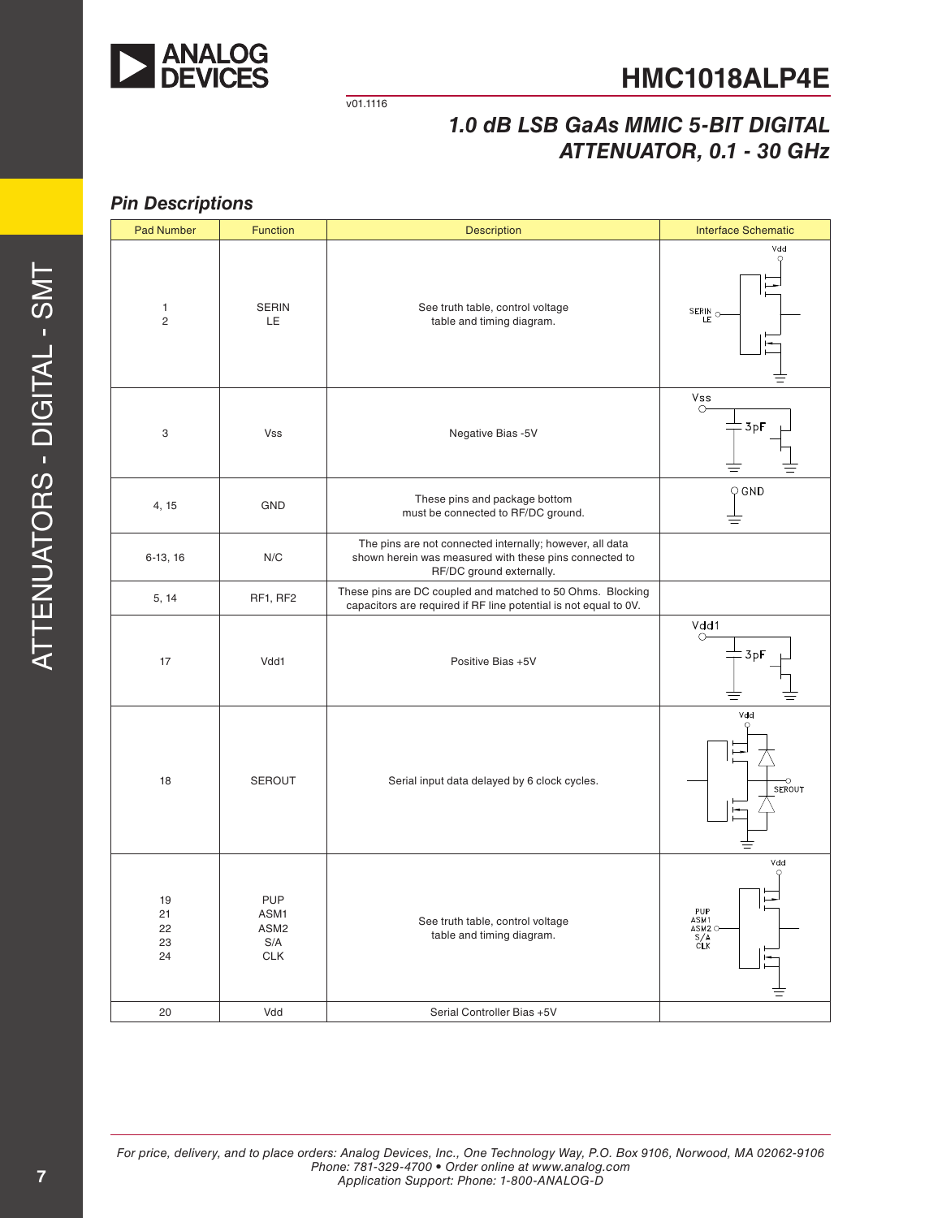## Pin Descriptions

| Pad Number | Function | Description | Interface Schematic |
|---|---|---|---|
| 1<br>2 | SERIN<br>LE | See truth table, control voltage table and timing diagram. | |
| 3 | Vss | Negative Bias -5V | |
| 4, 15 | GND | These pins and package bottom must be connected to RF/DC ground. | |
| 6-13, 16 | N/C | The pins are not connected internally; however, all data shown herein was measured with these pins connected to RF/DC ground externally. | |
| 5, 14 | RF1, RF2 | These pins are DC coupled and matched to 50 Ohms. Blocking capacitors are required if RF line potential is not equal to 0V. | |
| 17 | Vdd1 | Positive Bias +5V | |
| 18 | SEROUT | Serial input data delayed by 6 clock cycles. | |
| 19<br>21<br>22<br>23<br>24 | PUP<br>ASM1<br>ASM2<br>S/A<br>CLK | See truth table, control voltage table and timing diagram. | |
| 20 | Vdd | Serial Controller Bias +5V | |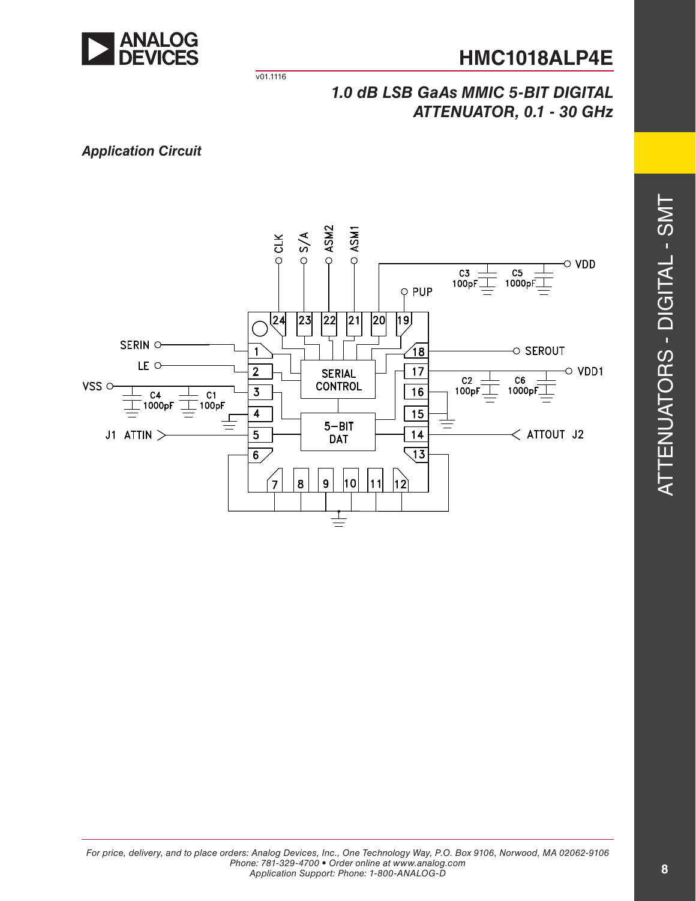## Application Circuit

SERIN, LE, VSS, C4 1000pF, C1 100pF, J1 ATTIN, CLK, S/A, ASM2, ASM1, PUP, VDD, C3 100pF, C5 1000pF, SEROUT, VDD1, C2 100pF, C6 1000pF, ATTOUT J2, SERIAL CONTROL, 5-BIT DAT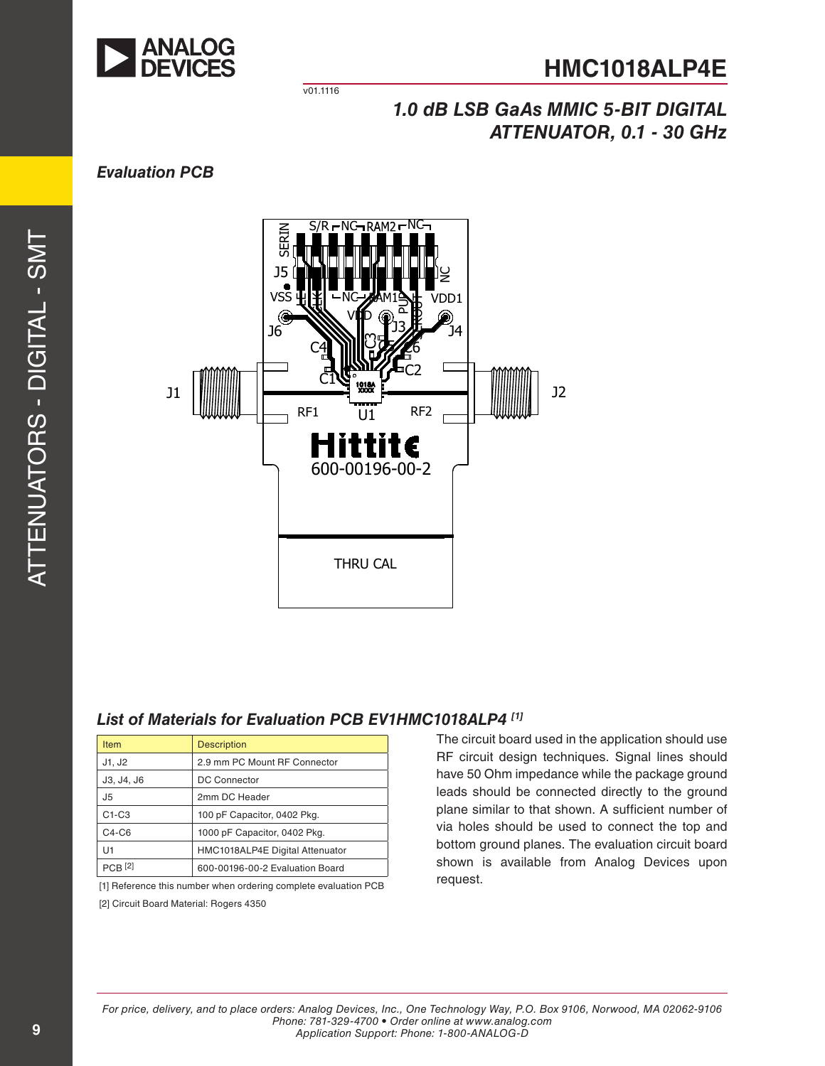## Evaluation PCB

## List of Materials for Evaluation PCB EV1HMC1018ALP4 [1]

| Item | Description |
|---|---|
| J1, J2 | 2.9 mm PC Mount RF Connector |
| J3, J4, J6 | DC Connector |
| J5 | 2mm DC Header |
| C1-C3 | 100 pF Capacitor, 0402 Pkg. |
| C4-C6 | 1000 pF Capacitor, 0402 Pkg. |
| U1 | HMC1018ALP4E Digital Attenuator |
| PCB [2] | 600-00196-00-2 Evaluation Board |

[1] Reference this number when ordering complete evaluation PCB

[2] Circuit Board Material: Rogers 4350

The circuit board used in the application should use RF circuit design techniques. Signal lines should have 50 Ohm impedance while the package ground leads should be connected directly to the ground plane similar to that shown. A sufficient number of via holes should be used to connect the top and bottom ground planes. The evaluation circuit board shown is available from Analog Devices upon request.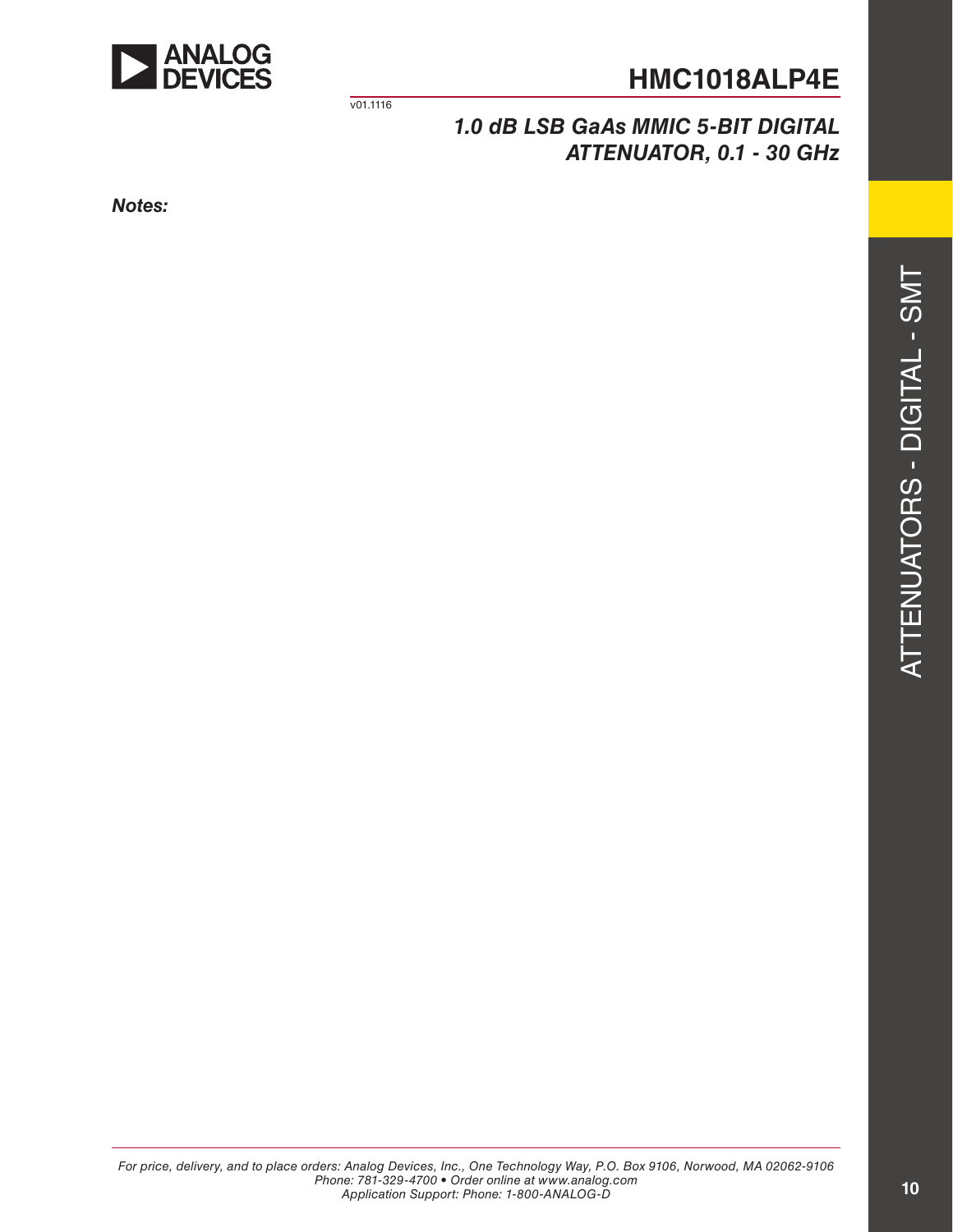***Notes:***